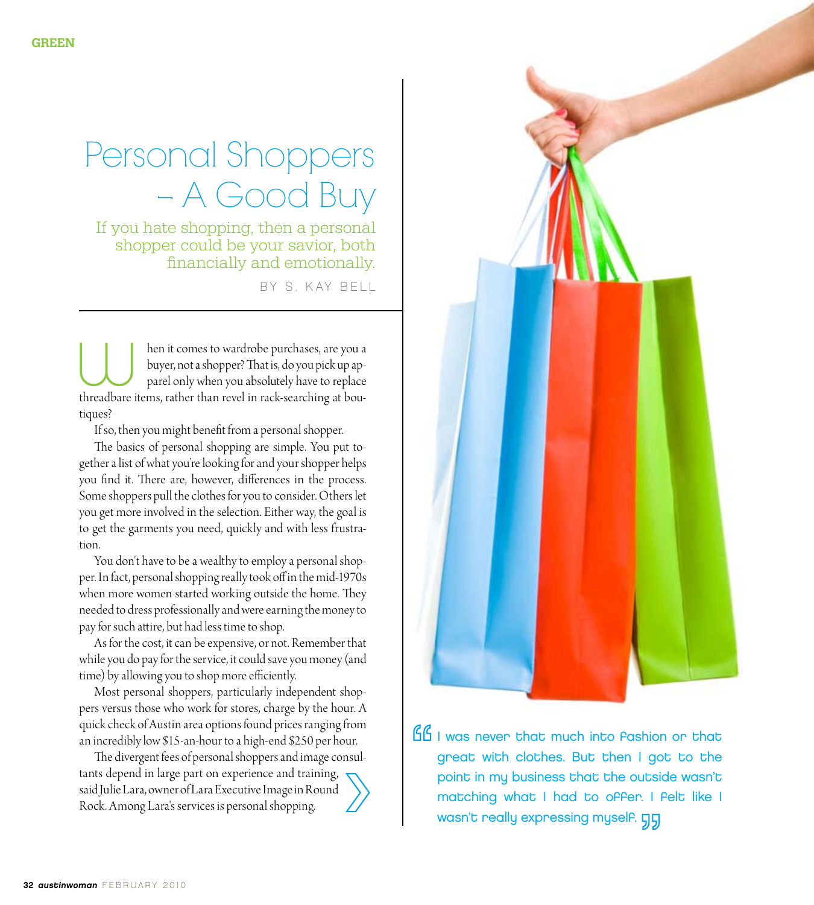# Personal Shoppers – A Good Buy

If you hate shopping, then a personal shopper could be your savior, both financially and emotionally.

BY S. KAY BELL

When it comes to wardrobe purchases, are you a buyer, not a shopper? That is, do you pick up apparel only when you absolutely have to replace threadbare items, rather than revel in rack-searching at boutiques?

If so, then you might benefit from a personal shopper.

The basics of personal shopping are simple. You put together a list of what you're looking for and your shopper helps you find it. There are, however, differences in the process. Some shoppers pull the clothes for you to consider. Others let you get more involved in the selection. Either way, the goal is to get the garments you need, quickly and with less frustration.

You don't have to be a wealthy to employ a personal shopper. In fact, personal shopping really took off in the mid-1970s when more women started working outside the home. They needed to dress professionally and were earning the money to pay for such attire, but had less time to shop.

As for the cost, it can be expensive, or not. Remember that while you do pay for the service, it could save you money (and time) by allowing you to shop more efficiently.

Most personal shoppers, particularly independent shoppers versus those who work for stores, charge by the hour. A quick check of Austin area options found prices ranging from an incredibly low $15-an-hour to a high-end $250 per hour.

The divergent fees of personal shoppers and image consultants depend in large part on experience and training, said Julie Lara, owner of Lara Executive Image in Round Rock. Among Lara's services is personal shopping.

> "I was never that much into fashion or that great with clothes. But then I got to the point in my business that the outside wasn't matching what I had to offer. I felt like I wasn't really expressing myself."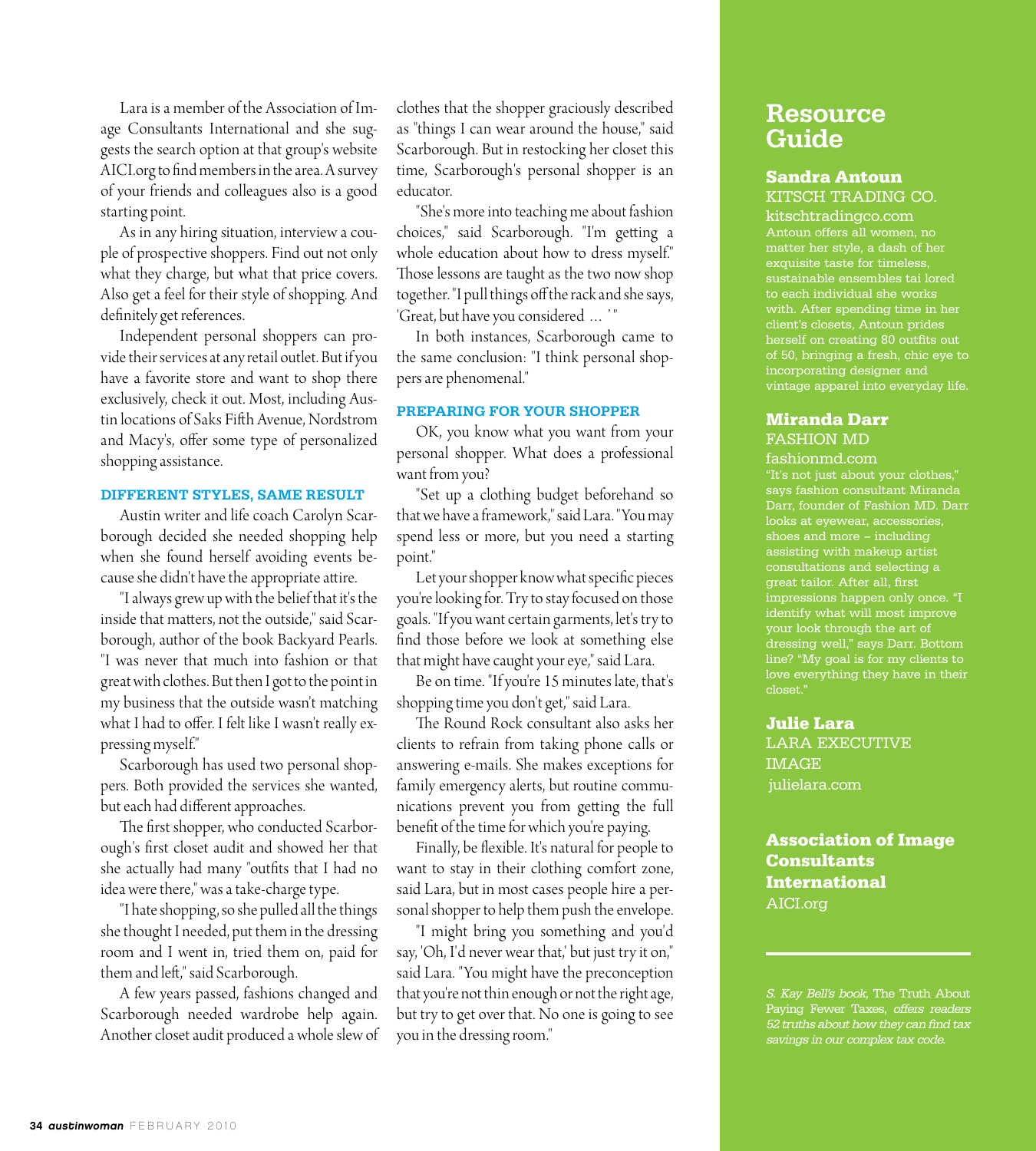Lara is a member of the Association of Image Consultants International and she suggests the search option at that group's website AICI.org to find members in the area. A survey of your friends and colleagues also is a good starting point.

As in any hiring situation, interview a couple of prospective shoppers. Find out not only what they charge, but what that price covers. Also get a feel for their style of shopping. And definitely get references.

Independent personal shoppers can provide their services at any retail outlet. But if you have a favorite store and want to shop there exclusively, check it out. Most, including Austin locations of Saks Fifth Avenue, Nordstrom and Macy's, offer some type of personalized shopping assistance.

### DIFFERENT STYLES, SAME RESULT

Austin writer and life coach Carolyn Scarborough decided she needed shopping help when she found herself avoiding events because she didn't have the appropriate attire.

"I always grew up with the belief that it's the inside that matters, not the outside," said Scarborough, author of the book Backyard Pearls. "I was never that much into fashion or that great with clothes. But then I got to the point in my business that the outside wasn't matching what I had to offer. I felt like I wasn't really expressing myself."

Scarborough has used two personal shoppers. Both provided the services she wanted, but each had different approaches.

The first shopper, who conducted Scarborough's first closet audit and showed her that she actually had many "outfits that I had no idea were there," was a take-charge type.

"I hate shopping, so she pulled all the things she thought I needed, put them in the dressing room and I went in, tried them on, paid for them and left," said Scarborough.

A few years passed, fashions changed and Scarborough needed wardrobe help again. Another closet audit produced a whole slew of clothes that the shopper graciously described as "things I can wear around the house," said Scarborough. But in restocking her closet this time, Scarborough's personal shopper is an educator.

"She's more into teaching me about fashion choices," said Scarborough. "I'm getting a whole education about how to dress myself." Those lessons are taught as the two now shop together. "I pull things off the rack and she says, 'Great, but have you considered ... ' "

In both instances, Scarborough came to the same conclusion: "I think personal shoppers are phenomenal."

### PREPARING FOR YOUR SHOPPER

OK, you know what you want from your personal shopper. What does a professional want from you?

"Set up a clothing budget beforehand so that we have a framework," said Lara. "You may spend less or more, but you need a starting point."

Let your shopper know what specific pieces you're looking for. Try to stay focused on those goals. "If you want certain garments, let's try to find those before we look at something else that might have caught your eye," said Lara.

Be on time. "If you're 15 minutes late, that's shopping time you don't get," said Lara.

The Round Rock consultant also asks her clients to refrain from taking phone calls or answering e-mails. She makes exceptions for family emergency alerts, but routine communications prevent you from getting the full benefit of the time for which you're paying.

Finally, be flexible. It's natural for people to want to stay in their clothing comfort zone, said Lara, but in most cases people hire a personal shopper to help them push the envelope.

"I might bring you something and you'd say, 'Oh, I'd never wear that,' but just try it on," said Lara. "You might have the preconception that you're not thin enough or not the right age, but try to get over that. No one is going to see you in the dressing room."

## Resource Guide

**Sandra Antoun**
KITSCH TRADING CO.
kitschtradingco.com
Antoun offers all women, no matter her style, a dash of her exquisite taste for timeless, sustainable ensembles tai lored to each individual she works with. After spending time in her client's closets, Antoun prides herself on creating 80 outfits out of 50, bringing a fresh, chic eye to incorporating designer and vintage apparel into everyday life.

**Miranda Darr**
FASHION MD
fashionmd.com
"It's not just about your clothes," says fashion consultant Miranda Darr, founder of Fashion MD. Darr looks at eyewear, accessories, shoes and more – including assisting with makeup artist consultations and selecting a great tailor. After all, first impressions happen only once. "I identify what will most improve your look through the art of dressing well," says Darr. Bottom line? "My goal is for my clients to love everything they have in their closet."

**Julie Lara**
LARA EXECUTIVE IMAGE
julielara.com

**Association of Image Consultants International**
AICI.org

*S. Kay Bell's book,* The Truth About Paying Fewer Taxes, *offers readers 52 truths about how they can find tax savings in our complex tax code.*